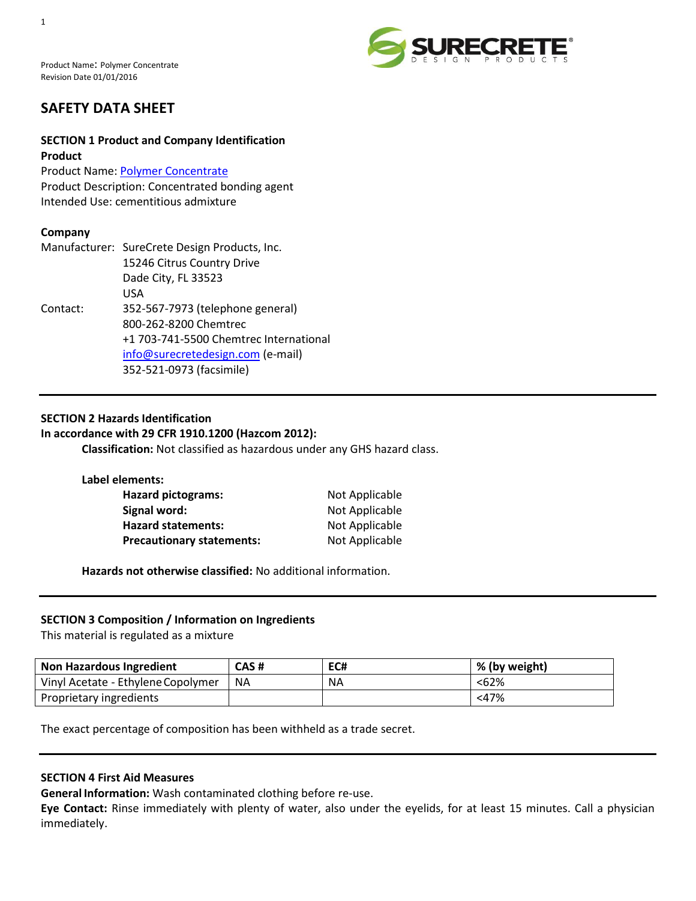Product Name: Polymer Concentrate
Revision Date 01/01/2016

# SAFETY DATA SHEET

## SECTION 1 Product and Company Identification

**Product**

Product Name: Polymer Concentrate
Product Description: Concentrated bonding agent
Intended Use: cementitious admixture

**Company**

Manufacturer: SureCrete Design Products, Inc.
15246 Citrus Country Drive
Dade City, FL 33523
USA

Contact: 352-567-7973 (telephone general)
800-262-8200 Chemtrec
+1 703-741-5500 Chemtrec International
info@surecretedesign.com (e-mail)
352-521-0973 (facsimile)

## SECTION 2 Hazards Identification

**In accordance with 29 CFR 1910.1200 (Hazcom 2012):**

**Classification:** Not classified as hazardous under any GHS hazard class.

**Label elements:**

**Hazard pictograms:** Not Applicable
**Signal word:** Not Applicable
**Hazard statements:** Not Applicable
**Precautionary statements:** Not Applicable

**Hazards not otherwise classified:** No additional information.

## SECTION 3 Composition / Information on Ingredients

This material is regulated as a mixture

| Non Hazardous Ingredient | CAS # | EC# | % (by weight) |
|---|---|---|---|
| Vinyl Acetate - Ethylene Copolymer | NA | NA | <62% |
| Proprietary ingredients | | | <47% |

The exact percentage of composition has been withheld as a trade secret.

## SECTION 4 First Aid Measures

**General Information:** Wash contaminated clothing before re-use.

**Eye Contact:** Rinse immediately with plenty of water, also under the eyelids, for at least 15 minutes. Call a physician immediately.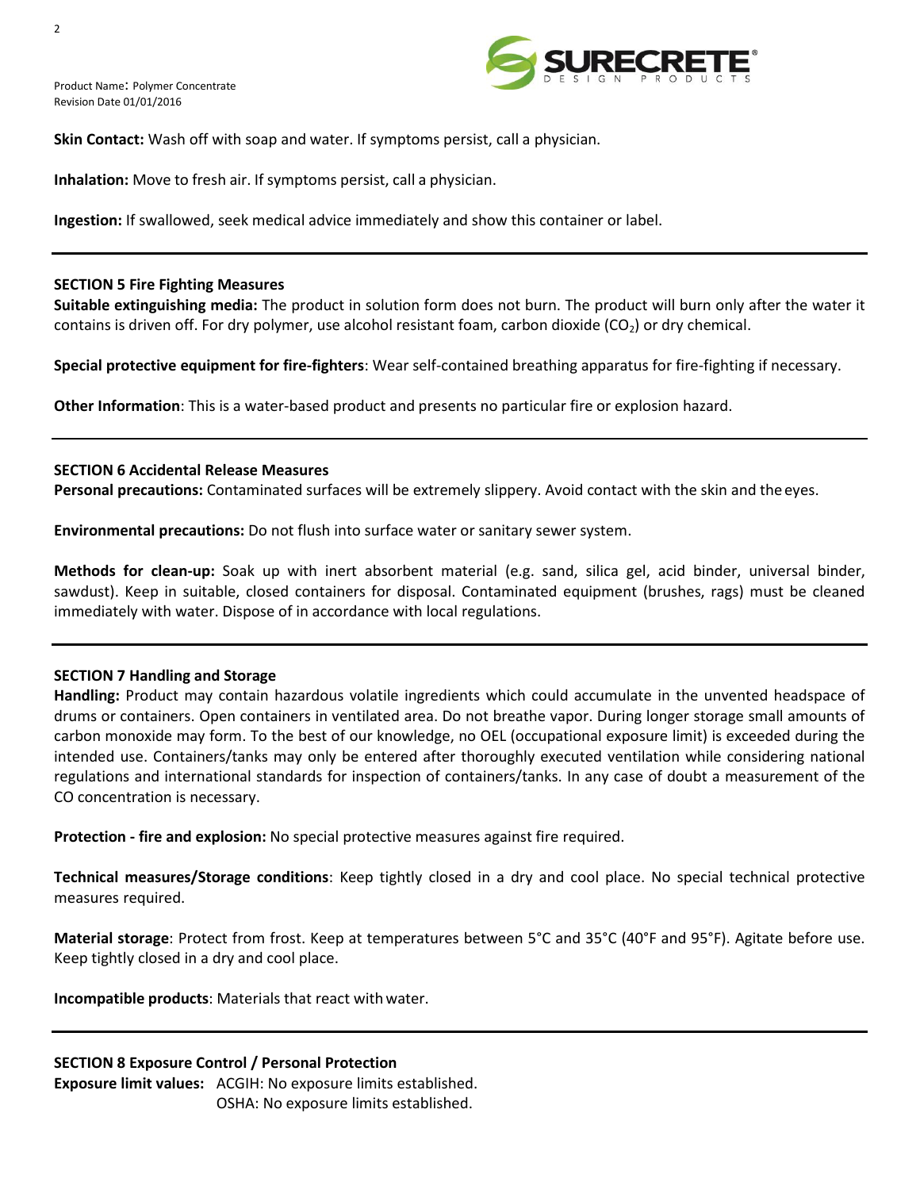**Skin Contact:** Wash off with soap and water. If symptoms persist, call a physician.

**Inhalation:** Move to fresh air. If symptoms persist, call a physician.

**Ingestion:** If swallowed, seek medical advice immediately and show this container or label.

---

### SECTION 5 Fire Fighting Measures

**Suitable extinguishing media:** The product in solution form does not burn. The product will burn only after the water it contains is driven off. For dry polymer, use alcohol resistant foam, carbon dioxide ($CO_2$) or dry chemical.

**Special protective equipment for fire-fighters**: Wear self-contained breathing apparatus for fire-fighting if necessary.

**Other Information**: This is a water-based product and presents no particular fire or explosion hazard.

---

### SECTION 6 Accidental Release Measures

**Personal precautions:** Contaminated surfaces will be extremely slippery. Avoid contact with the skin and the eyes.

**Environmental precautions:** Do not flush into surface water or sanitary sewer system.

**Methods for clean-up:** Soak up with inert absorbent material (e.g. sand, silica gel, acid binder, universal binder, sawdust). Keep in suitable, closed containers for disposal. Contaminated equipment (brushes, rags) must be cleaned immediately with water. Dispose of in accordance with local regulations.

---

### SECTION 7 Handling and Storage

**Handling:** Product may contain hazardous volatile ingredients which could accumulate in the unvented headspace of drums or containers. Open containers in ventilated area. Do not breathe vapor. During longer storage small amounts of carbon monoxide may form. To the best of our knowledge, no OEL (occupational exposure limit) is exceeded during the intended use. Containers/tanks may only be entered after thoroughly executed ventilation while considering national regulations and international standards for inspection of containers/tanks. In any case of doubt a measurement of the CO concentration is necessary.

**Protection - fire and explosion:** No special protective measures against fire required.

**Technical measures/Storage conditions**: Keep tightly closed in a dry and cool place. No special technical protective measures required.

**Material storage**: Protect from frost. Keep at temperatures between 5°C and 35°C (40°F and 95°F). Agitate before use. Keep tightly closed in a dry and cool place.

**Incompatible products**: Materials that react with water.

---

### SECTION 8 Exposure Control / Personal Protection

**Exposure limit values:** ACGIH: No exposure limits established.
OSHA: No exposure limits established.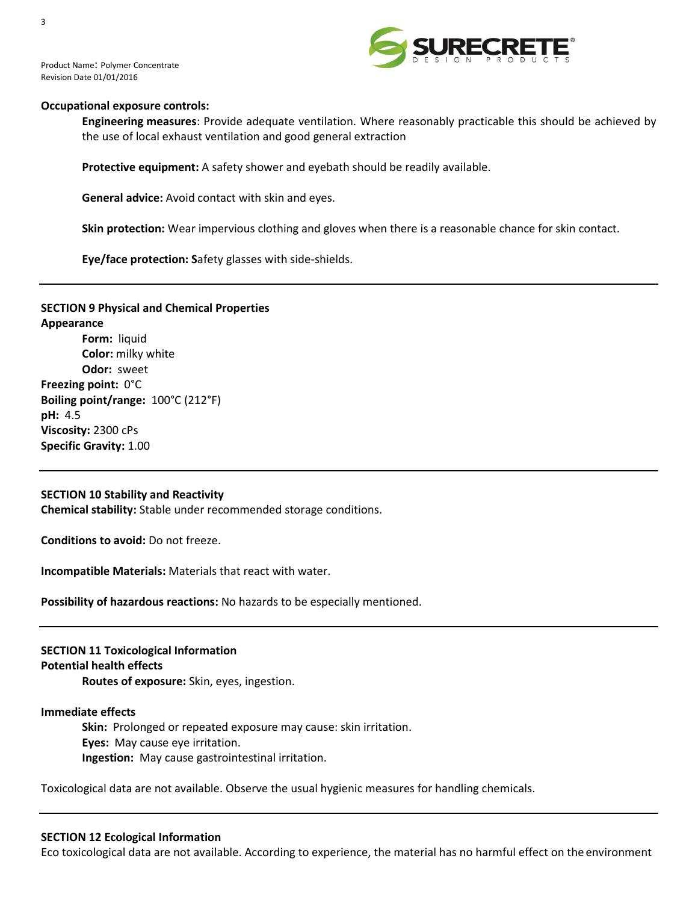**Occupational exposure controls:**

**Engineering measures**: Provide adequate ventilation. Where reasonably practicable this should be achieved by the use of local exhaust ventilation and good general extraction

**Protective equipment:** A safety shower and eyebath should be readily available.

**General advice:** Avoid contact with skin and eyes.

**Skin protection:** Wear impervious clothing and gloves when there is a reasonable chance for skin contact.

**Eye/face protection: S**afety glasses with side-shields.

---

## SECTION 9 Physical and Chemical Properties

**Appearance**

**Form:** liquid
**Color:** milky white
**Odor:** sweet

**Freezing point:** 0°C
**Boiling point/range:** 100°C (212°F)
**pH:** 4.5
**Viscosity:** 2300 cPs
**Specific Gravity:** 1.00

---

## SECTION 10 Stability and Reactivity

**Chemical stability:** Stable under recommended storage conditions.

**Conditions to avoid:** Do not freeze.

**Incompatible Materials:** Materials that react with water.

**Possibility of hazardous reactions:** No hazards to be especially mentioned.

---

## SECTION 11 Toxicological Information

**Potential health effects**

**Routes of exposure:** Skin, eyes, ingestion.

**Immediate effects**

**Skin:** Prolonged or repeated exposure may cause: skin irritation.
**Eyes:** May cause eye irritation.
**Ingestion:** May cause gastrointestinal irritation.

Toxicological data are not available. Observe the usual hygienic measures for handling chemicals.

---

## SECTION 12 Ecological Information

Eco toxicological data are not available. According to experience, the material has no harmful effect on the environment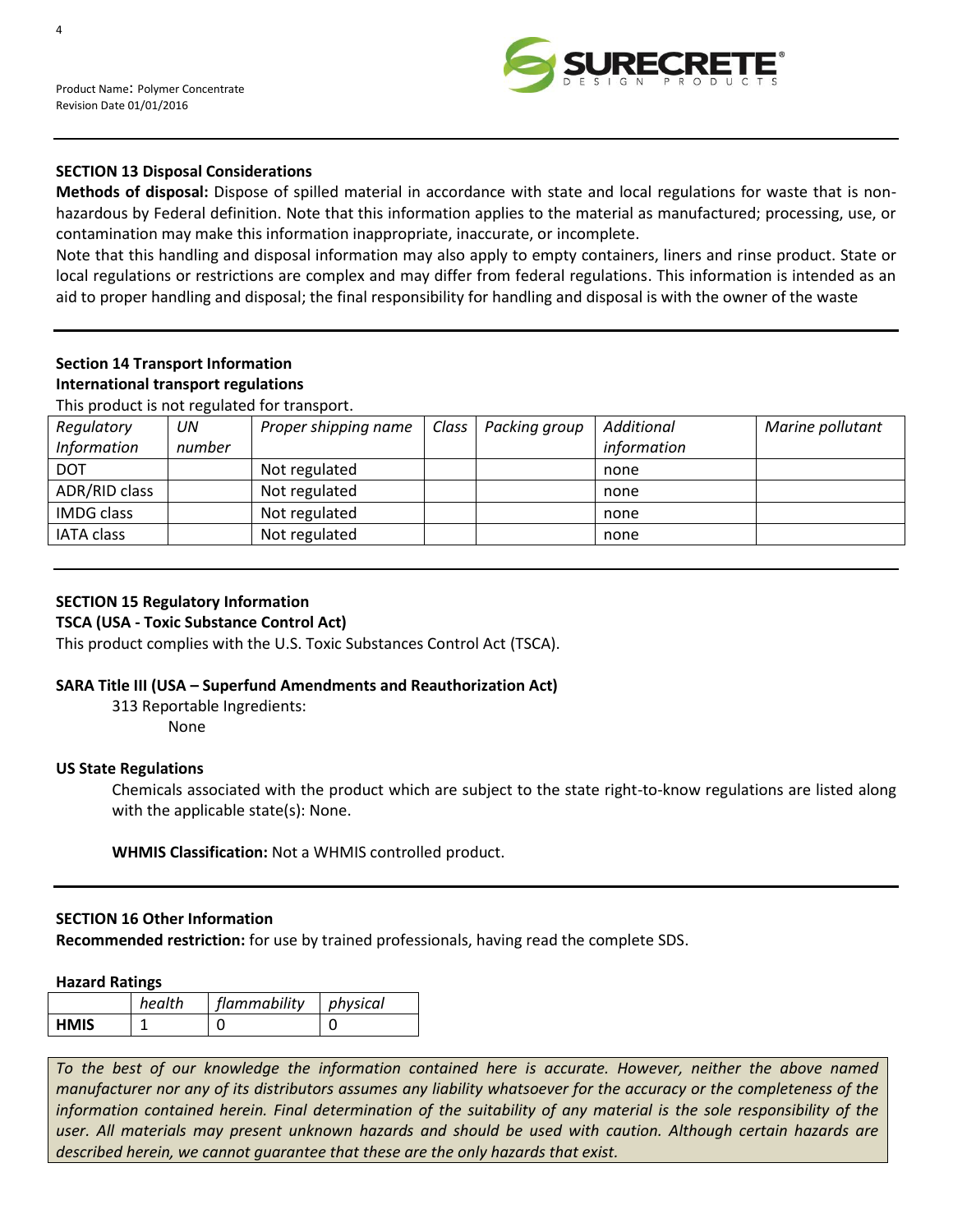## SECTION 13 Disposal Considerations

**Methods of disposal:** Dispose of spilled material in accordance with state and local regulations for waste that is non-hazardous by Federal definition. Note that this information applies to the material as manufactured; processing, use, or contamination may make this information inappropriate, inaccurate, or incomplete.

Note that this handling and disposal information may also apply to empty containers, liners and rinse product. State or local regulations or restrictions are complex and may differ from federal regulations. This information is intended as an aid to proper handling and disposal; the final responsibility for handling and disposal is with the owner of the waste

## Section 14 Transport Information

**International transport regulations**

This product is not regulated for transport.

| *Regulatory Information* | *UN number* | *Proper shipping name* | *Class* | *Packing group* | *Additional information* | *Marine pollutant* |
|---|---|---|---|---|---|---|
| DOT | | Not regulated | | | none | |
| ADR/RID class | | Not regulated | | | none | |
| IMDG class | | Not regulated | | | none | |
| IATA class | | Not regulated | | | none | |

## SECTION 15 Regulatory Information

**TSCA (USA - Toxic Substance Control Act)**

This product complies with the U.S. Toxic Substances Control Act (TSCA).

**SARA Title III (USA – Superfund Amendments and Reauthorization Act)**

313 Reportable Ingredients:

None

**US State Regulations**

Chemicals associated with the product which are subject to the state right-to-know regulations are listed along with the applicable state(s): None.

**WHMIS Classification:** Not a WHMIS controlled product.

## SECTION 16 Other Information

**Recommended restriction:** for use by trained professionals, having read the complete SDS.

**Hazard Ratings**

| | *health* | *flammability* | *physical* |
|---|---|---|---|
| **HMIS** | 1 | 0 | 0 |

*To the best of our knowledge the information contained here is accurate. However, neither the above named manufacturer nor any of its distributors assumes any liability whatsoever for the accuracy or the completeness of the information contained herein. Final determination of the suitability of any material is the sole responsibility of the user. All materials may present unknown hazards and should be used with caution. Although certain hazards are described herein, we cannot guarantee that these are the only hazards that exist.*